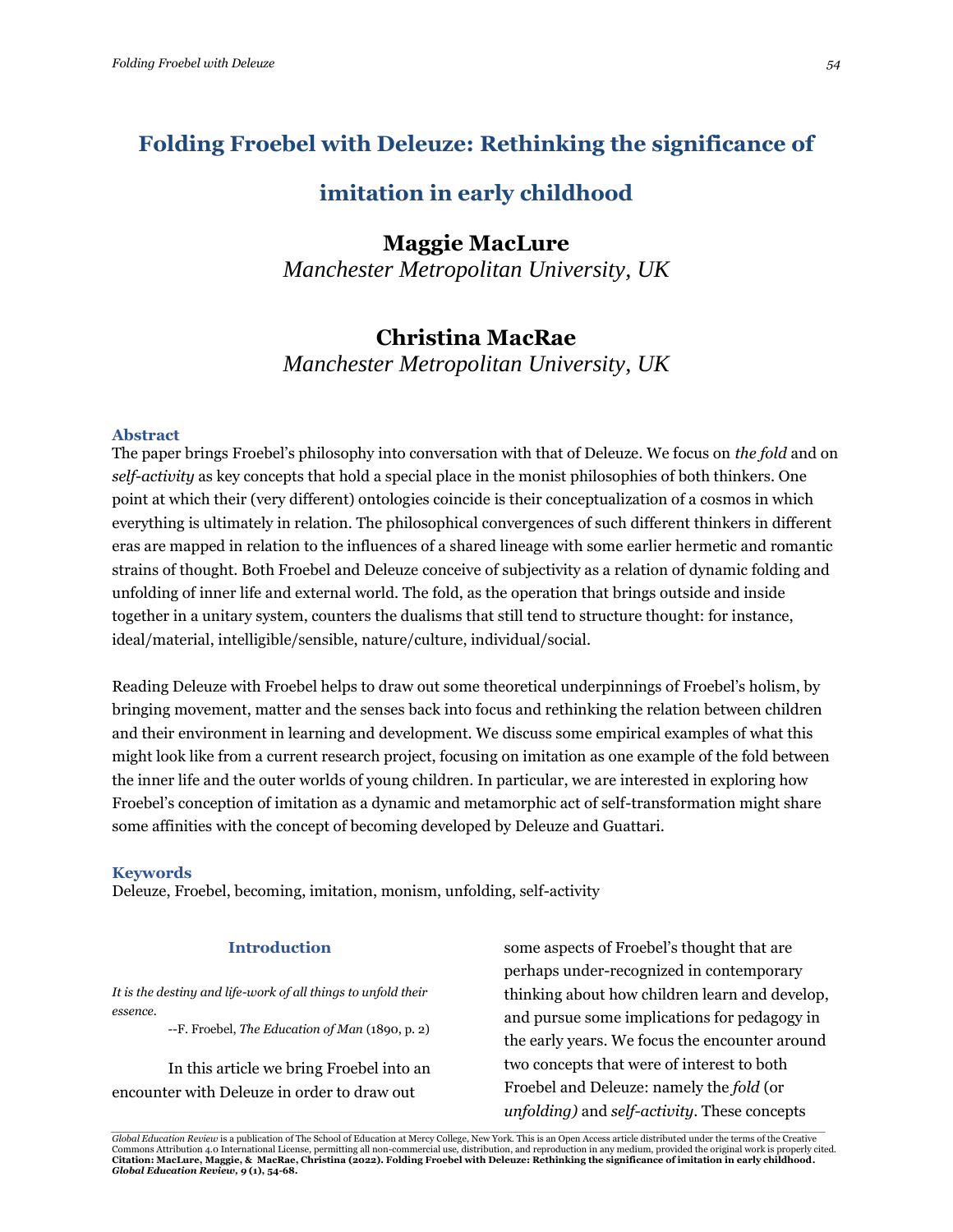# Folding Froebel with Deleuze: Rethinking the significance of imitation in early childhood

**Maggie MacLure**
*Manchester Metropolitan University, UK*

**Christina MacRae**
*Manchester Metropolitan University, UK*

### Abstract

The paper brings Froebel's philosophy into conversation with that of Deleuze. We focus on *the fold* and on *self-activity* as key concepts that hold a special place in the monist philosophies of both thinkers. One point at which their (very different) ontologies coincide is their conceptualization of a cosmos in which everything is ultimately in relation. The philosophical convergences of such different thinkers in different eras are mapped in relation to the influences of a shared lineage with some earlier hermetic and romantic strains of thought. Both Froebel and Deleuze conceive of subjectivity as a relation of dynamic folding and unfolding of inner life and external world. The fold, as the operation that brings outside and inside together in a unitary system, counters the dualisms that still tend to structure thought: for instance, ideal/material, intelligible/sensible, nature/culture, individual/social.

Reading Deleuze with Froebel helps to draw out some theoretical underpinnings of Froebel's holism, by bringing movement, matter and the senses back into focus and rethinking the relation between children and their environment in learning and development. We discuss some empirical examples of what this might look like from a current research project, focusing on imitation as one example of the fold between the inner life and the outer worlds of young children. In particular, we are interested in exploring how Froebel's conception of imitation as a dynamic and metamorphic act of self-transformation might share some affinities with the concept of becoming developed by Deleuze and Guattari.

### Keywords

Deleuze, Froebel, becoming, imitation, monism, unfolding, self-activity

## Introduction

*It is the destiny and life-work of all things to unfold their essence.*

--F. Froebel, *The Education of Man* (1890, p. 2)

In this article we bring Froebel into an encounter with Deleuze in order to draw out some aspects of Froebel's thought that are perhaps under-recognized in contemporary thinking about how children learn and develop, and pursue some implications for pedagogy in the early years. We focus the encounter around two concepts that were of interest to both Froebel and Deleuze: namely the *fold* (or *unfolding)* and *self-activity*. These concepts

*Global Education Review* is a publication of The School of Education at Mercy College, New York. This is an Open Access article distributed under the terms of the Creative Commons Attribution 4.0 International License, permitting all non-commercial use, distribution, and reproduction in any medium, provided the original work is properly cited. **Citation: MacLure, Maggie, & MacRae, Christina (2022). Folding Froebel with Deleuze: Rethinking the significance of imitation in early childhood. *Global Education Review*, 9 (1), 54-68.**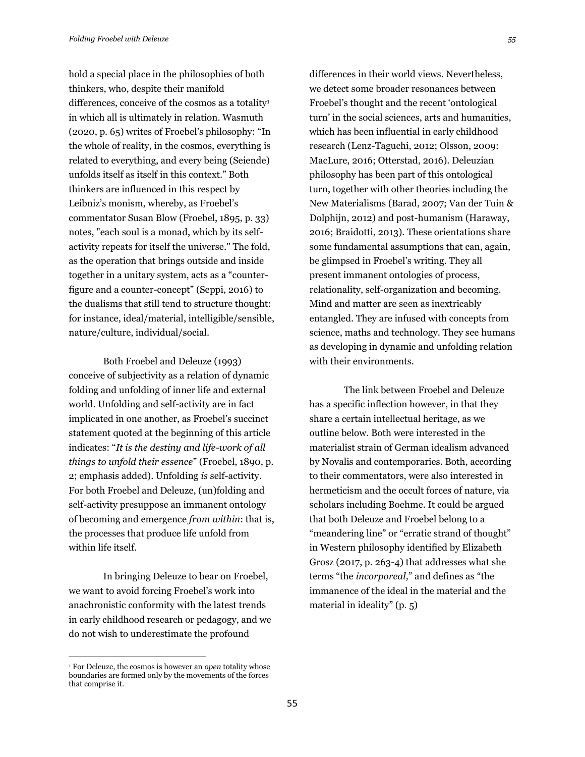hold a special place in the philosophies of both thinkers, who, despite their manifold differences, conceive of the cosmos as a totality[1] in which all is ultimately in relation. Wasmuth (2020, p. 65) writes of Froebel's philosophy: "In the whole of reality, in the cosmos, everything is related to everything, and every being (Seiende) unfolds itself as itself in this context." Both thinkers are influenced in this respect by Leibniz's monism, whereby, as Froebel's commentator Susan Blow (Froebel, 1895, p. 33) notes, "each soul is a monad, which by its self-activity repeats for itself the universe." The fold, as the operation that brings outside and inside together in a unitary system, acts as a "counter-figure and a counter-concept" (Seppi, 2016) to the dualisms that still tend to structure thought: for instance, ideal/material, intelligible/sensible, nature/culture, individual/social.

Both Froebel and Deleuze (1993) conceive of subjectivity as a relation of dynamic folding and unfolding of inner life and external world. Unfolding and self-activity are in fact implicated in one another, as Froebel's succinct statement quoted at the beginning of this article indicates: "*It is the destiny and life-work of all things to unfold their essence*" (Froebel, 1890, p. 2; emphasis added). Unfolding *is* self-activity. For both Froebel and Deleuze, (un)folding and self-activity presuppose an immanent ontology of becoming and emergence *from within*: that is, the processes that produce life unfold from within life itself.

In bringing Deleuze to bear on Froebel, we want to avoid forcing Froebel's work into anachronistic conformity with the latest trends in early childhood research or pedagogy, and we do not wish to underestimate the profound differences in their world views. Nevertheless, we detect some broader resonances between Froebel's thought and the recent 'ontological turn' in the social sciences, arts and humanities, which has been influential in early childhood research (Lenz-Taguchi, 2012; Olsson, 2009: MacLure, 2016; Otterstad, 2016). Deleuzian philosophy has been part of this ontological turn, together with other theories including the New Materialisms (Barad, 2007; Van der Tuin & Dolphijn, 2012) and post-humanism (Haraway, 2016; Braidotti, 2013). These orientations share some fundamental assumptions that can, again, be glimpsed in Froebel's writing. They all present immanent ontologies of process, relationality, self-organization and becoming. Mind and matter are seen as inextricably entangled. They are infused with concepts from science, maths and technology. They see humans as developing in dynamic and unfolding relation with their environments.

The link between Froebel and Deleuze has a specific inflection however, in that they share a certain intellectual heritage, as we outline below. Both were interested in the materialist strain of German idealism advanced by Novalis and contemporaries. Both, according to their commentators, were also interested in hermeticism and the occult forces of nature, via scholars including Boehme. It could be argued that both Deleuze and Froebel belong to a "meandering line" or "erratic strand of thought" in Western philosophy identified by Elizabeth Grosz (2017, p. 263-4) that addresses what she terms "the *incorporeal,*" and defines as "the immanence of the ideal in the material and the material in ideality" (p. 5)

[1] For Deleuze, the cosmos is however an *open* totality whose boundaries are formed only by the movements of the forces that comprise it.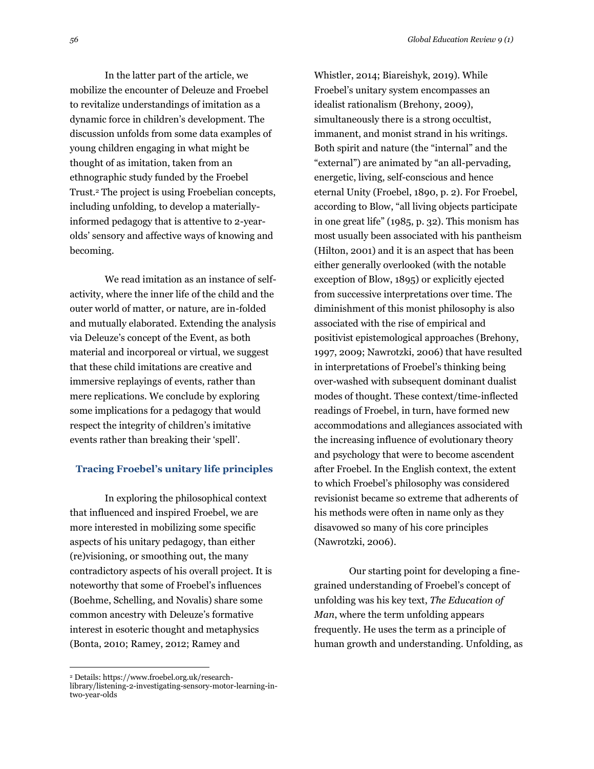In the latter part of the article, we mobilize the encounter of Deleuze and Froebel to revitalize understandings of imitation as a dynamic force in children's development. The discussion unfolds from some data examples of young children engaging in what might be thought of as imitation, taken from an ethnographic study funded by the Froebel Trust.[2] The project is using Froebelian concepts, including unfolding, to develop a materially-informed pedagogy that is attentive to 2-year-olds' sensory and affective ways of knowing and becoming.

We read imitation as an instance of self-activity, where the inner life of the child and the outer world of matter, or nature, are in-folded and mutually elaborated. Extending the analysis via Deleuze's concept of the Event, as both material and incorporeal or virtual, we suggest that these child imitations are creative and immersive replayings of events, rather than mere replications. We conclude by exploring some implications for a pedagogy that would respect the integrity of children's imitative events rather than breaking their 'spell'.

## Tracing Froebel's unitary life principles

In exploring the philosophical context that influenced and inspired Froebel, we are more interested in mobilizing some specific aspects of his unitary pedagogy, than either (re)visioning, or smoothing out, the many contradictory aspects of his overall project. It is noteworthy that some of Froebel's influences (Boehme, Schelling, and Novalis) share some common ancestry with Deleuze's formative interest in esoteric thought and metaphysics (Bonta, 2010; Ramey, 2012; Ramey and Whistler, 2014; Biareishyk, 2019). While Froebel's unitary system encompasses an idealist rationalism (Brehony, 2009), simultaneously there is a strong occultist, immanent, and monist strand in his writings. Both spirit and nature (the "internal" and the "external") are animated by "an all-pervading, energetic, living, self-conscious and hence eternal Unity (Froebel, 1890, p. 2). For Froebel, according to Blow, "all living objects participate in one great life" (1985, p. 32). This monism has most usually been associated with his pantheism (Hilton, 2001) and it is an aspect that has been either generally overlooked (with the notable exception of Blow, 1895) or explicitly ejected from successive interpretations over time. The diminishment of this monist philosophy is also associated with the rise of empirical and positivist epistemological approaches (Brehony, 1997, 2009; Nawrotzki, 2006) that have resulted in interpretations of Froebel's thinking being over-washed with subsequent dominant dualist modes of thought. These context/time-inflected readings of Froebel, in turn, have formed new accommodations and allegiances associated with the increasing influence of evolutionary theory and psychology that were to become ascendent after Froebel. In the English context, the extent to which Froebel's philosophy was considered revisionist became so extreme that adherents of his methods were often in name only as they disavowed so many of his core principles (Nawrotzki, 2006).

Our starting point for developing a fine-grained understanding of Froebel's concept of unfolding was his key text, *The Education of Man*, where the term unfolding appears frequently. He uses the term as a principle of human growth and understanding. Unfolding, as

---

[2] Details: https://www.froebel.org.uk/research-library/listening-2-investigating-sensory-motor-learning-in-two-year-olds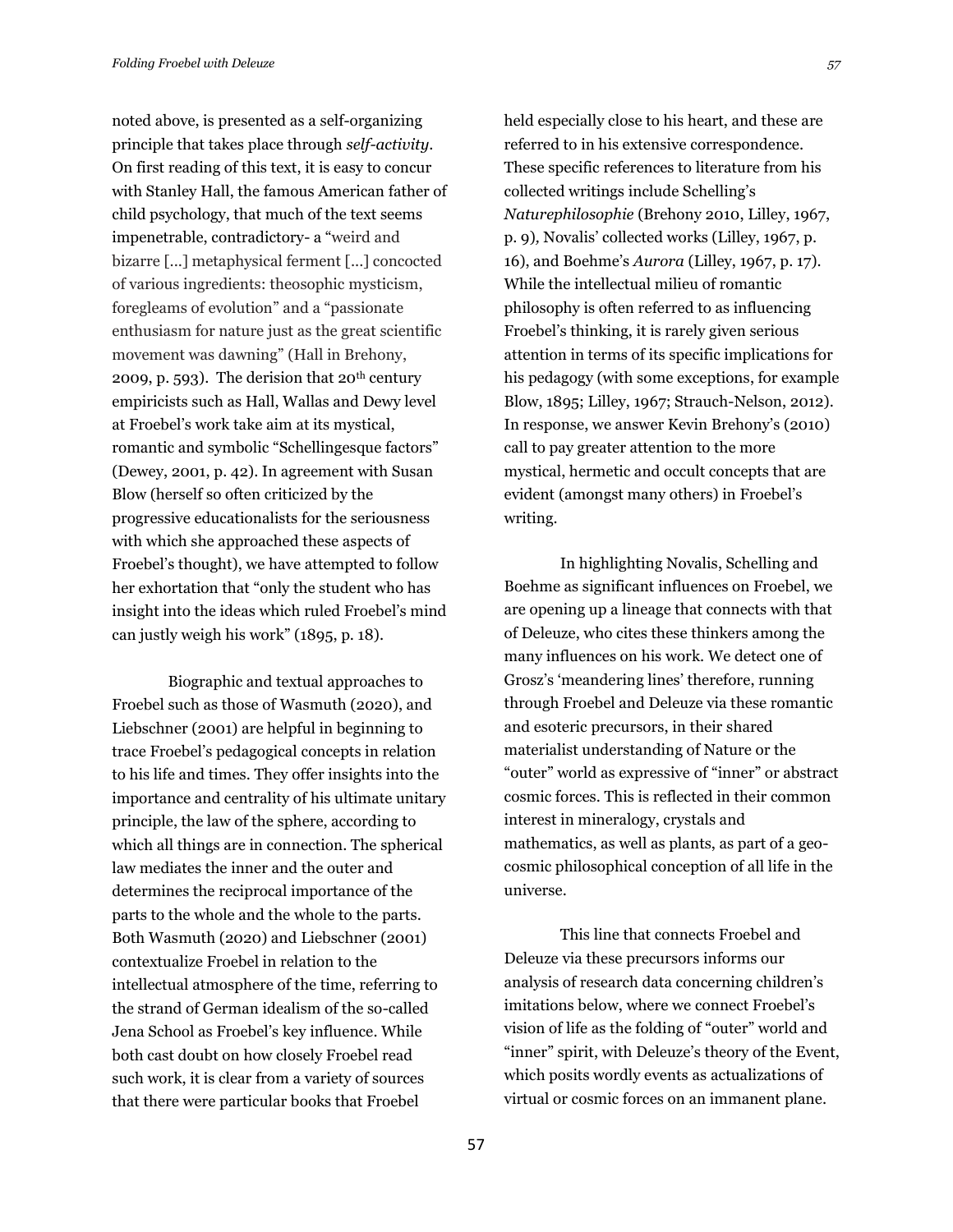noted above, is presented as a self-organizing principle that takes place through *self-activity*. On first reading of this text, it is easy to concur with Stanley Hall, the famous American father of child psychology, that much of the text seems impenetrable, contradictory- a "weird and bizarre [...] metaphysical ferment [...] concocted of various ingredients: theosophic mysticism, foregleams of evolution" and a "passionate enthusiasm for nature just as the great scientific movement was dawning" (Hall in Brehony, 2009, p. 593). The derision that 20th century empiricists such as Hall, Wallas and Dewey level at Froebel's work take aim at its mystical, romantic and symbolic "Schellingesque factors" (Dewey, 2001, p. 42). In agreement with Susan Blow (herself so often criticized by the progressive educationalists for the seriousness with which she approached these aspects of Froebel's thought), we have attempted to follow her exhortation that "only the student who has insight into the ideas which ruled Froebel's mind can justly weigh his work" (1895, p. 18).

Biographic and textual approaches to Froebel such as those of Wasmuth (2020), and Liebschner (2001) are helpful in beginning to trace Froebel's pedagogical concepts in relation to his life and times. They offer insights into the importance and centrality of his ultimate unitary principle, the law of the sphere, according to which all things are in connection. The spherical law mediates the inner and the outer and determines the reciprocal importance of the parts to the whole and the whole to the parts. Both Wasmuth (2020) and Liebschner (2001) contextualize Froebel in relation to the intellectual atmosphere of the time, referring to the strand of German idealism of the so-called Jena School as Froebel's key influence. While both cast doubt on how closely Froebel read such work, it is clear from a variety of sources that there were particular books that Froebel held especially close to his heart, and these are referred to in his extensive correspondence. These specific references to literature from his collected writings include Schelling's *Naturephilosophie* (Brehony 2010, Lilley, 1967, p. 9), Novalis' collected works (Lilley, 1967, p. 16), and Boehme's *Aurora* (Lilley, 1967, p. 17). While the intellectual milieu of romantic philosophy is often referred to as influencing Froebel's thinking, it is rarely given serious attention in terms of its specific implications for his pedagogy (with some exceptions, for example Blow, 1895; Lilley, 1967; Strauch-Nelson, 2012). In response, we answer Kevin Brehony's (2010) call to pay greater attention to the more mystical, hermetic and occult concepts that are evident (amongst many others) in Froebel's writing.

In highlighting Novalis, Schelling and Boehme as significant influences on Froebel, we are opening up a lineage that connects with that of Deleuze, who cites these thinkers among the many influences on his work. We detect one of Grosz's 'meandering lines' therefore, running through Froebel and Deleuze via these romantic and esoteric precursors, in their shared materialist understanding of Nature or the "outer" world as expressive of "inner" or abstract cosmic forces. This is reflected in their common interest in mineralogy, crystals and mathematics, as well as plants, as part of a geo-cosmic philosophical conception of all life in the universe.

This line that connects Froebel and Deleuze via these precursors informs our analysis of research data concerning children's imitations below, where we connect Froebel's vision of life as the folding of "outer" world and "inner" spirit, with Deleuze's theory of the Event, which posits wordly events as actualizations of virtual or cosmic forces on an immanent plane.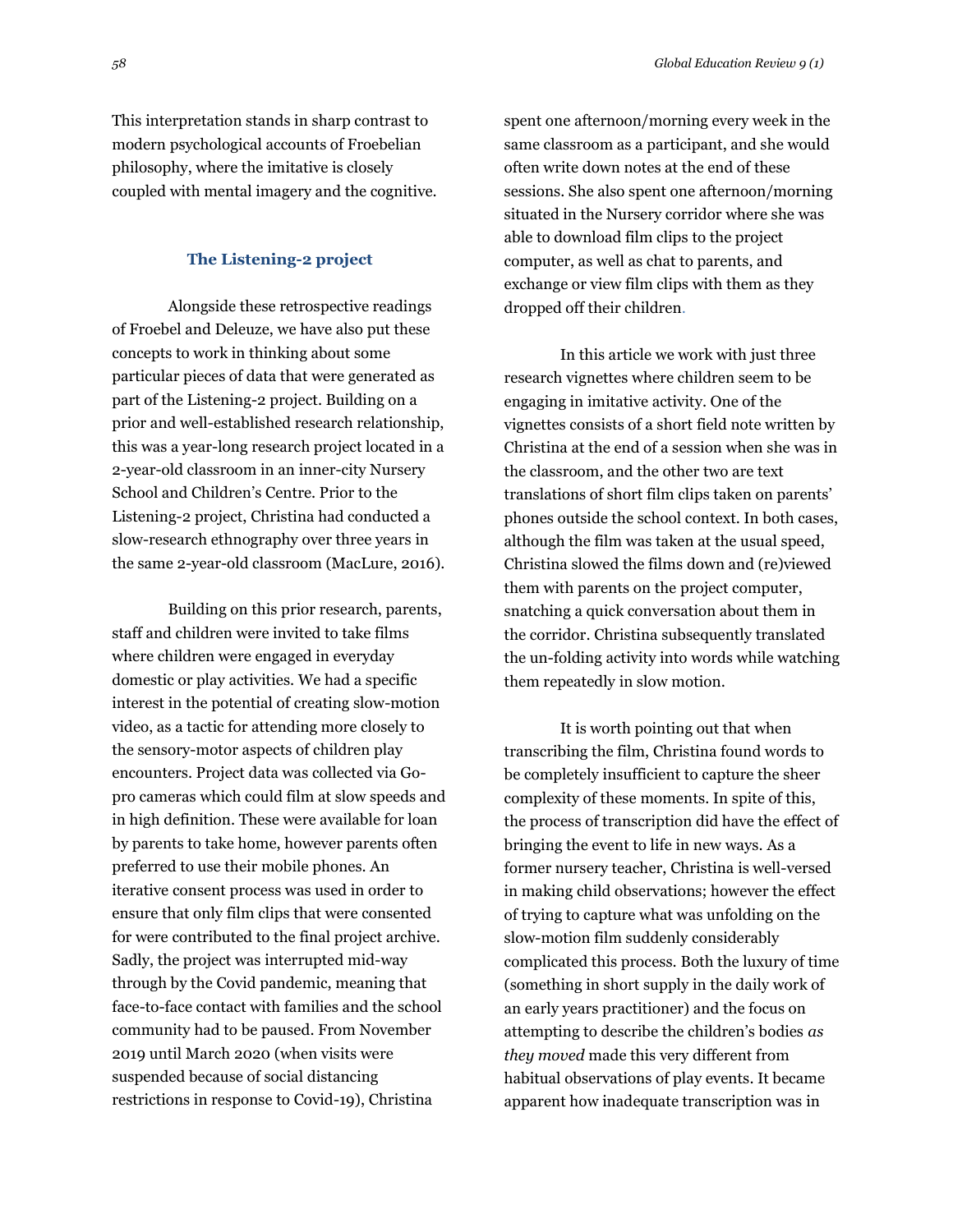This interpretation stands in sharp contrast to modern psychological accounts of Froebelian philosophy, where the imitative is closely coupled with mental imagery and the cognitive.

### The Listening-2 project

Alongside these retrospective readings of Froebel and Deleuze, we have also put these concepts to work in thinking about some particular pieces of data that were generated as part of the Listening-2 project. Building on a prior and well-established research relationship, this was a year-long research project located in a 2-year-old classroom in an inner-city Nursery School and Children's Centre. Prior to the Listening-2 project, Christina had conducted a slow-research ethnography over three years in the same 2-year-old classroom (MacLure, 2016).

Building on this prior research, parents, staff and children were invited to take films where children were engaged in everyday domestic or play activities. We had a specific interest in the potential of creating slow-motion video, as a tactic for attending more closely to the sensory-motor aspects of children play encounters. Project data was collected via Go-pro cameras which could film at slow speeds and in high definition. These were available for loan by parents to take home, however parents often preferred to use their mobile phones. An iterative consent process was used in order to ensure that only film clips that were consented for were contributed to the final project archive. Sadly, the project was interrupted mid-way through by the Covid pandemic, meaning that face-to-face contact with families and the school community had to be paused. From November 2019 until March 2020 (when visits were suspended because of social distancing restrictions in response to Covid-19), Christina spent one afternoon/morning every week in the same classroom as a participant, and she would often write down notes at the end of these sessions. She also spent one afternoon/morning situated in the Nursery corridor where she was able to download film clips to the project computer, as well as chat to parents, and exchange or view film clips with them as they dropped off their children.

In this article we work with just three research vignettes where children seem to be engaging in imitative activity. One of the vignettes consists of a short field note written by Christina at the end of a session when she was in the classroom, and the other two are text translations of short film clips taken on parents' phones outside the school context. In both cases, although the film was taken at the usual speed, Christina slowed the films down and (re)viewed them with parents on the project computer, snatching a quick conversation about them in the corridor. Christina subsequently translated the un-folding activity into words while watching them repeatedly in slow motion.

It is worth pointing out that when transcribing the film, Christina found words to be completely insufficient to capture the sheer complexity of these moments. In spite of this, the process of transcription did have the effect of bringing the event to life in new ways. As a former nursery teacher, Christina is well-versed in making child observations; however the effect of trying to capture what was unfolding on the slow-motion film suddenly considerably complicated this process. Both the luxury of time (something in short supply in the daily work of an early years practitioner) and the focus on attempting to describe the children's bodies *as they moved* made this very different from habitual observations of play events. It became apparent how inadequate transcription was in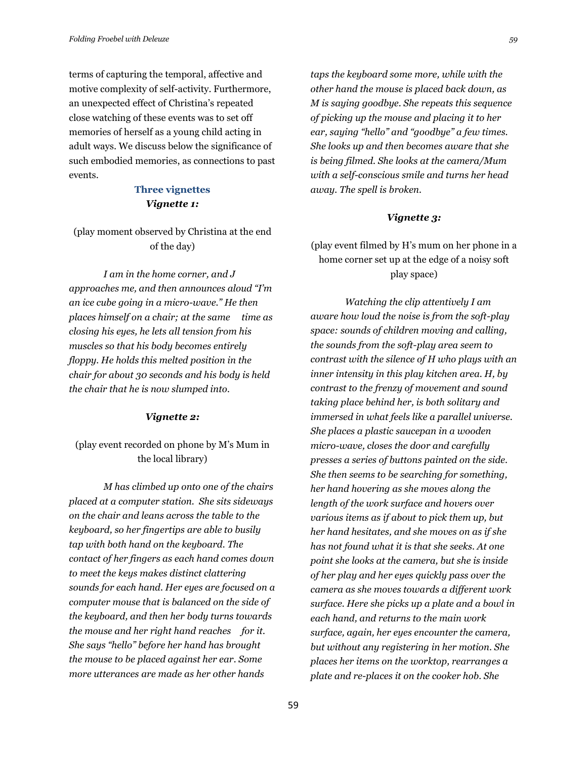terms of capturing the temporal, affective and motive complexity of self-activity. Furthermore, an unexpected effect of Christina's repeated close watching of these events was to set off memories of herself as a young child acting in adult ways. We discuss below the significance of such embodied memories, as connections to past events.

### Three vignettes

#### *Vignette 1:*

(play moment observed by Christina at the end of the day)

*I am in the home corner, and J approaches me, and then announces aloud "I'm an ice cube going in a micro-wave." He then places himself on a chair; at the same time as closing his eyes, he lets all tension from his muscles so that his body becomes entirely floppy. He holds this melted position in the chair for about 30 seconds and his body is held the chair that he is now slumped into.*

#### *Vignette 2:*

(play event recorded on phone by M's Mum in the local library)

*M has climbed up onto one of the chairs placed at a computer station. She sits sideways on the chair and leans across the table to the keyboard, so her fingertips are able to busily tap with both hand on the keyboard. The contact of her fingers as each hand comes down to meet the keys makes distinct clattering sounds for each hand. Her eyes are focused on a computer mouse that is balanced on the side of the keyboard, and then her body turns towards the mouse and her right hand reaches for it. She says "hello" before her hand has brought the mouse to be placed against her ear. Some more utterances are made as her other hands taps the keyboard some more, while with the other hand the mouse is placed back down, as M is saying goodbye. She repeats this sequence of picking up the mouse and placing it to her ear, saying "hello" and "goodbye" a few times. She looks up and then becomes aware that she is being filmed. She looks at the camera/Mum with a self-conscious smile and turns her head away. The spell is broken.*

#### *Vignette 3:*

(play event filmed by H's mum on her phone in a home corner set up at the edge of a noisy soft play space)

*Watching the clip attentively I am aware how loud the noise is from the soft-play space: sounds of children moving and calling, the sounds from the soft-play area seem to contrast with the silence of H who plays with an inner intensity in this play kitchen area. H, by contrast to the frenzy of movement and sound taking place behind her, is both solitary and immersed in what feels like a parallel universe. She places a plastic saucepan in a wooden micro-wave, closes the door and carefully presses a series of buttons painted on the side. She then seems to be searching for something, her hand hovering as she moves along the length of the work surface and hovers over various items as if about to pick them up, but her hand hesitates, and she moves on as if she has not found what it is that she seeks. At one point she looks at the camera, but she is inside of her play and her eyes quickly pass over the camera as she moves towards a different work surface. Here she picks up a plate and a bowl in each hand, and returns to the main work surface, again, her eyes encounter the camera, but without any registering in her motion. She places her items on the worktop, rearranges a plate and re-places it on the cooker hob. She*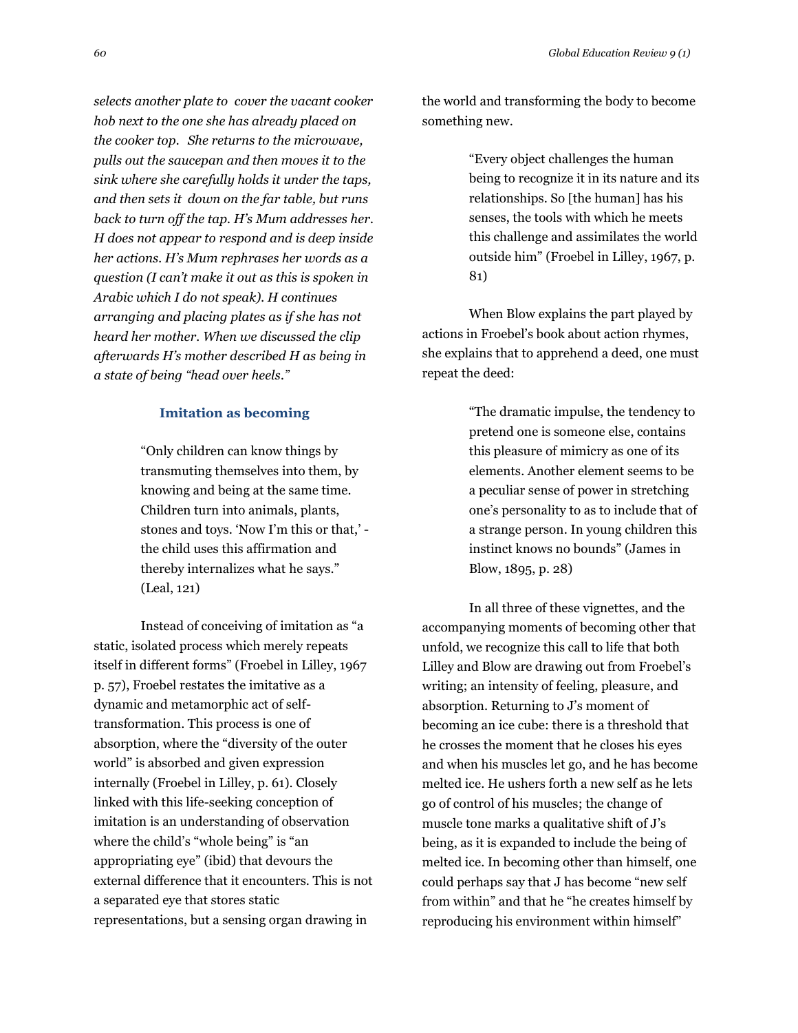*selects another plate to cover the vacant cooker hob next to the one she has already placed on the cooker top. She returns to the microwave, pulls out the saucepan and then moves it to the sink where she carefully holds it under the taps, and then sets it down on the far table, but runs back to turn off the tap. H's Mum addresses her. H does not appear to respond and is deep inside her actions. H's Mum rephrases her words as a question (I can't make it out as this is spoken in Arabic which I do not speak). H continues arranging and placing plates as if she has not heard her mother. When we discussed the clip afterwards H's mother described H as being in a state of being "head over heels."*

### Imitation as becoming

> "Only children can know things by transmuting themselves into them, by knowing and being at the same time. Children turn into animals, plants, stones and toys. 'Now I'm this or that,' - the child uses this affirmation and thereby internalizes what he says." (Leal, 121)

Instead of conceiving of imitation as "a static, isolated process which merely repeats itself in different forms" (Froebel in Lilley, 1967 p. 57), Froebel restates the imitative as a dynamic and metamorphic act of self-transformation. This process is one of absorption, where the "diversity of the outer world" is absorbed and given expression internally (Froebel in Lilley, p. 61). Closely linked with this life-seeking conception of imitation is an understanding of observation where the child's "whole being" is "an appropriating eye" (ibid) that devours the external difference that it encounters. This is not a separated eye that stores static representations, but a sensing organ drawing in the world and transforming the body to become something new.

> "Every object challenges the human being to recognize it in its nature and its relationships. So [the human] has his senses, the tools with which he meets this challenge and assimilates the world outside him" (Froebel in Lilley, 1967, p. 81)

When Blow explains the part played by actions in Froebel's book about action rhymes, she explains that to apprehend a deed, one must repeat the deed:

> "The dramatic impulse, the tendency to pretend one is someone else, contains this pleasure of mimicry as one of its elements. Another element seems to be a peculiar sense of power in stretching one's personality to as to include that of a strange person. In young children this instinct knows no bounds" (James in Blow, 1895, p. 28)

In all three of these vignettes, and the accompanying moments of becoming other that unfold, we recognize this call to life that both Lilley and Blow are drawing out from Froebel's writing; an intensity of feeling, pleasure, and absorption. Returning to J's moment of becoming an ice cube: there is a threshold that he crosses the moment that he closes his eyes and when his muscles let go, and he has become melted ice. He ushers forth a new self as he lets go of control of his muscles; the change of muscle tone marks a qualitative shift of J's being, as it is expanded to include the being of melted ice. In becoming other than himself, one could perhaps say that J has become "new self from within" and that he "he creates himself by reproducing his environment within himself"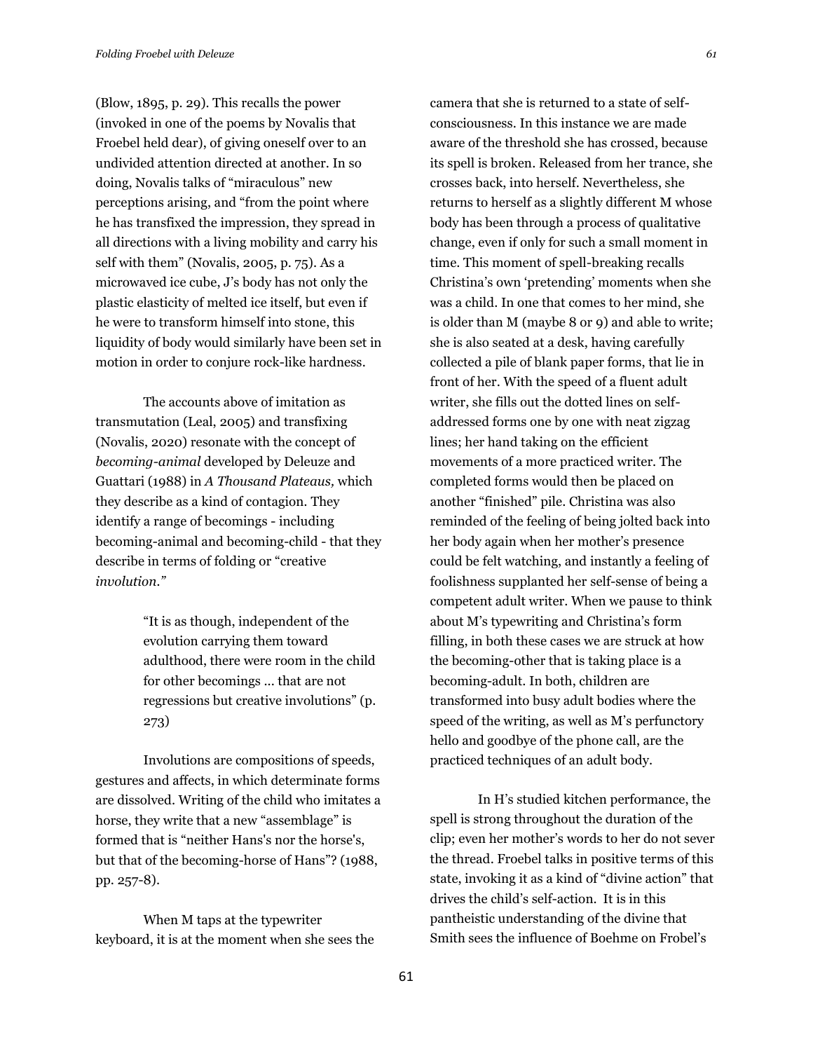(Blow, 1895, p. 29). This recalls the power (invoked in one of the poems by Novalis that Froebel held dear), of giving oneself over to an undivided attention directed at another. In so doing, Novalis talks of "miraculous" new perceptions arising, and "from the point where he has transfixed the impression, they spread in all directions with a living mobility and carry his self with them" (Novalis, 2005, p. 75). As a microwaved ice cube, J's body has not only the plastic elasticity of melted ice itself, but even if he were to transform himself into stone, this liquidity of body would similarly have been set in motion in order to conjure rock-like hardness.

The accounts above of imitation as transmutation (Leal, 2005) and transfixing (Novalis, 2020) resonate with the concept of *becoming-animal* developed by Deleuze and Guattari (1988) in *A Thousand Plateaus,* which they describe as a kind of contagion. They identify a range of becomings - including becoming-animal and becoming-child - that they describe in terms of folding or "creative *involution*."

> "It is as though, independent of the evolution carrying them toward adulthood, there were room in the child for other becomings … that are not regressions but creative involutions" (p. 273)

Involutions are compositions of speeds, gestures and affects, in which determinate forms are dissolved. Writing of the child who imitates a horse, they write that a new "assemblage" is formed that is "neither Hans's nor the horse's, but that of the becoming-horse of Hans"? (1988, pp. 257-8).

When M taps at the typewriter keyboard, it is at the moment when she sees the camera that she is returned to a state of self-consciousness. In this instance we are made aware of the threshold she has crossed, because its spell is broken. Released from her trance, she crosses back, into herself. Nevertheless, she returns to herself as a slightly different M whose body has been through a process of qualitative change, even if only for such a small moment in time. This moment of spell-breaking recalls Christina's own 'pretending' moments when she was a child. In one that comes to her mind, she is older than M (maybe 8 or 9) and able to write; she is also seated at a desk, having carefully collected a pile of blank paper forms, that lie in front of her. With the speed of a fluent adult writer, she fills out the dotted lines on self-addressed forms one by one with neat zigzag lines; her hand taking on the efficient movements of a more practiced writer. The completed forms would then be placed on another "finished" pile. Christina was also reminded of the feeling of being jolted back into her body again when her mother's presence could be felt watching, and instantly a feeling of foolishness supplanted her self-sense of being a competent adult writer. When we pause to think about M's typewriting and Christina's form filling, in both these cases we are struck at how the becoming-other that is taking place is a becoming-adult. In both, children are transformed into busy adult bodies where the speed of the writing, as well as M's perfunctory hello and goodbye of the phone call, are the practiced techniques of an adult body.

In H's studied kitchen performance, the spell is strong throughout the duration of the clip; even her mother's words to her do not sever the thread. Froebel talks in positive terms of this state, invoking it as a kind of "divine action" that drives the child's self-action. It is in this pantheistic understanding of the divine that Smith sees the influence of Boehme on Frobel's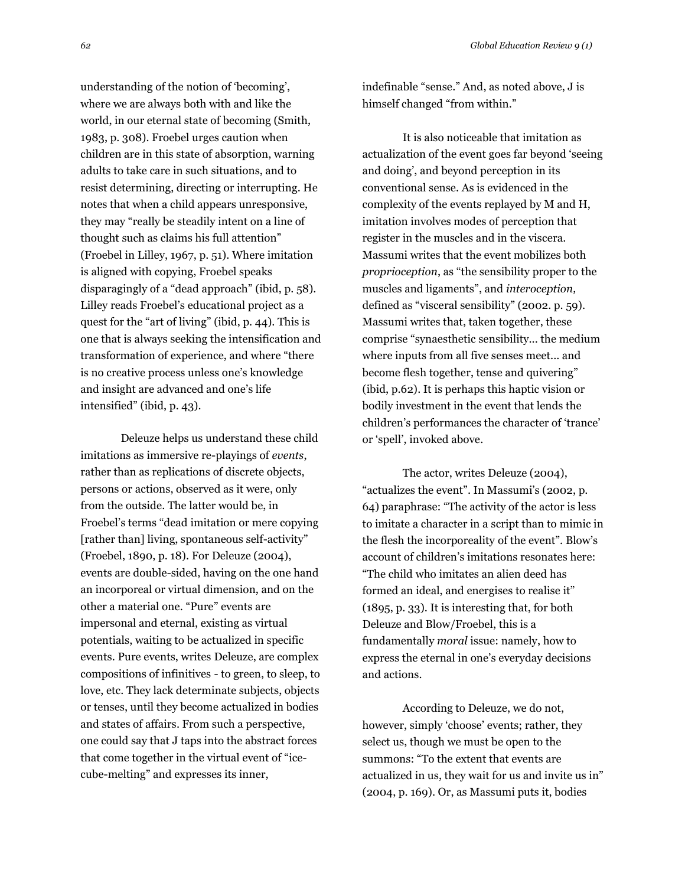understanding of the notion of 'becoming', where we are always both with and like the world, in our eternal state of becoming (Smith, 1983, p. 308). Froebel urges caution when children are in this state of absorption, warning adults to take care in such situations, and to resist determining, directing or interrupting. He notes that when a child appears unresponsive, they may "really be steadily intent on a line of thought such as claims his full attention" (Froebel in Lilley, 1967, p. 51). Where imitation is aligned with copying, Froebel speaks disparagingly of a "dead approach" (ibid, p. 58). Lilley reads Froebel's educational project as a quest for the "art of living" (ibid, p. 44). This is one that is always seeking the intensification and transformation of experience, and where "there is no creative process unless one's knowledge and insight are advanced and one's life intensified" (ibid, p. 43).

Deleuze helps us understand these child imitations as immersive re-playings of *events*, rather than as replications of discrete objects, persons or actions, observed as it were, only from the outside. The latter would be, in Froebel's terms "dead imitation or mere copying [rather than] living, spontaneous self-activity" (Froebel, 1890, p. 18). For Deleuze (2004), events are double-sided, having on the one hand an incorporeal or virtual dimension, and on the other a material one. "Pure" events are impersonal and eternal, existing as virtual potentials, waiting to be actualized in specific events. Pure events, writes Deleuze, are complex compositions of infinitives - to green, to sleep, to love, etc. They lack determinate subjects, objects or tenses, until they become actualized in bodies and states of affairs. From such a perspective, one could say that J taps into the abstract forces that come together in the virtual event of "ice-cube-melting" and expresses its inner, indefinable "sense." And, as noted above, J is himself changed "from within."

It is also noticeable that imitation as actualization of the event goes far beyond 'seeing and doing', and beyond perception in its conventional sense. As is evidenced in the complexity of the events replayed by M and H, imitation involves modes of perception that register in the muscles and in the viscera. Massumi writes that the event mobilizes both *proprioception*, as "the sensibility proper to the muscles and ligaments", and *interoception,* defined as "visceral sensibility" (2002. p. 59). Massumi writes that, taken together, these comprise "synaesthetic sensibility… the medium where inputs from all five senses meet… and become flesh together, tense and quivering" (ibid, p.62). It is perhaps this haptic vision or bodily investment in the event that lends the children's performances the character of 'trance' or 'spell', invoked above.

The actor, writes Deleuze (2004), "actualizes the event". In Massumi's (2002, p. 64) paraphrase: "The activity of the actor is less to imitate a character in a script than to mimic in the flesh the incorporeality of the event". Blow's account of children's imitations resonates here: "The child who imitates an alien deed has formed an ideal, and energises to realise it" (1895, p. 33). It is interesting that, for both Deleuze and Blow/Froebel, this is a fundamentally *moral* issue: namely, how to express the eternal in one's everyday decisions and actions.

According to Deleuze, we do not, however, simply 'choose' events; rather, they select us, though we must be open to the summons: "To the extent that events are actualized in us, they wait for us and invite us in" (2004, p. 169). Or, as Massumi puts it, bodies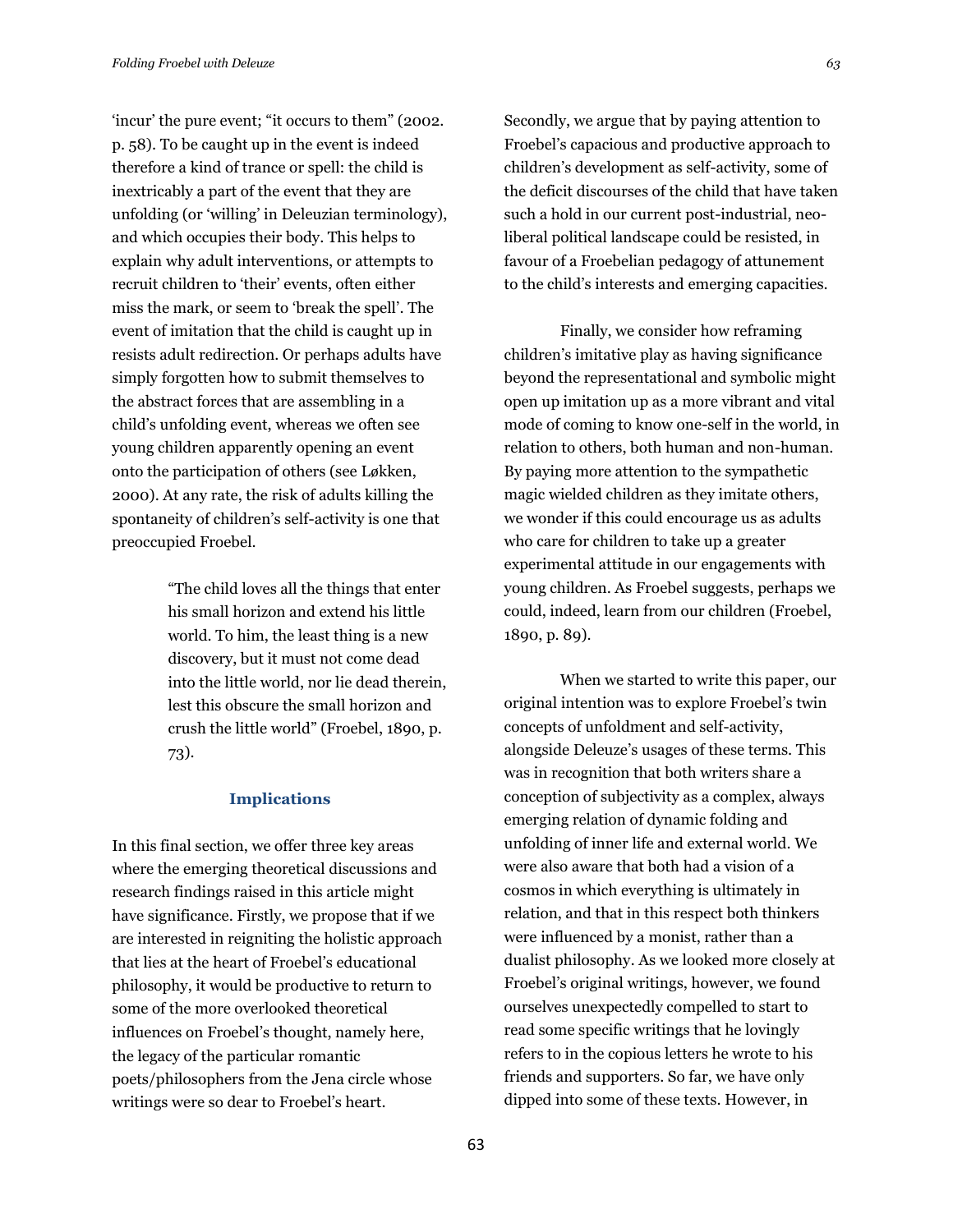'incur' the pure event; "it occurs to them" (2002. p. 58). To be caught up in the event is indeed therefore a kind of trance or spell: the child is inextricably a part of the event that they are unfolding (or 'willing' in Deleuzian terminology), and which occupies their body. This helps to explain why adult interventions, or attempts to recruit children to 'their' events, often either miss the mark, or seem to 'break the spell'. The event of imitation that the child is caught up in resists adult redirection. Or perhaps adults have simply forgotten how to submit themselves to the abstract forces that are assembling in a child's unfolding event, whereas we often see young children apparently opening an event onto the participation of others (see Løkken, 2000). At any rate, the risk of adults killing the spontaneity of children's self-activity is one that preoccupied Froebel.

> "The child loves all the things that enter his small horizon and extend his little world. To him, the least thing is a new discovery, but it must not come dead into the little world, nor lie dead therein, lest this obscure the small horizon and crush the little world" (Froebel, 1890, p. 73).

## Implications

In this final section, we offer three key areas where the emerging theoretical discussions and research findings raised in this article might have significance. Firstly, we propose that if we are interested in reigniting the holistic approach that lies at the heart of Froebel's educational philosophy, it would be productive to return to some of the more overlooked theoretical influences on Froebel's thought, namely here, the legacy of the particular romantic poets/philosophers from the Jena circle whose writings were so dear to Froebel's heart.

Secondly, we argue that by paying attention to Froebel's capacious and productive approach to children's development as self-activity, some of the deficit discourses of the child that have taken such a hold in our current post-industrial, neo-liberal political landscape could be resisted, in favour of a Froebelian pedagogy of attunement to the child's interests and emerging capacities.

Finally, we consider how reframing children's imitative play as having significance beyond the representational and symbolic might open up imitation up as a more vibrant and vital mode of coming to know one-self in the world, in relation to others, both human and non-human. By paying more attention to the sympathetic magic wielded children as they imitate others, we wonder if this could encourage us as adults who care for children to take up a greater experimental attitude in our engagements with young children. As Froebel suggests, perhaps we could, indeed, learn from our children (Froebel, 1890, p. 89).

When we started to write this paper, our original intention was to explore Froebel's twin concepts of unfoldment and self-activity, alongside Deleuze's usages of these terms. This was in recognition that both writers share a conception of subjectivity as a complex, always emerging relation of dynamic folding and unfolding of inner life and external world. We were also aware that both had a vision of a cosmos in which everything is ultimately in relation, and that in this respect both thinkers were influenced by a monist, rather than a dualist philosophy. As we looked more closely at Froebel's original writings, however, we found ourselves unexpectedly compelled to start to read some specific writings that he lovingly refers to in the copious letters he wrote to his friends and supporters. So far, we have only dipped into some of these texts. However, in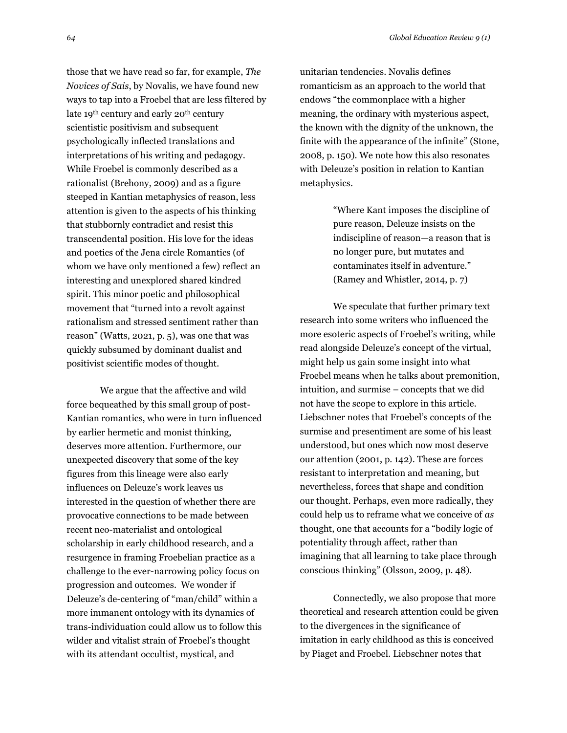those that we have read so far, for example, *The Novices of Sais*, by Novalis, we have found new ways to tap into a Froebel that are less filtered by late 19th century and early 20th century scientistic positivism and subsequent psychologically inflected translations and interpretations of his writing and pedagogy. While Froebel is commonly described as a rationalist (Brehony, 2009) and as a figure steeped in Kantian metaphysics of reason, less attention is given to the aspects of his thinking that stubbornly contradict and resist this transcendental position. His love for the ideas and poetics of the Jena circle Romantics (of whom we have only mentioned a few) reflect an interesting and unexplored shared kindred spirit. This minor poetic and philosophical movement that "turned into a revolt against rationalism and stressed sentiment rather than reason" (Watts, 2021, p. 5), was one that was quickly subsumed by dominant dualist and positivist scientific modes of thought.

We argue that the affective and wild force bequeathed by this small group of post-Kantian romantics, who were in turn influenced by earlier hermetic and monist thinking, deserves more attention. Furthermore, our unexpected discovery that some of the key figures from this lineage were also early influences on Deleuze's work leaves us interested in the question of whether there are provocative connections to be made between recent neo-materialist and ontological scholarship in early childhood research, and a resurgence in framing Froebelian practice as a challenge to the ever-narrowing policy focus on progression and outcomes. We wonder if Deleuze's de-centering of "man/child" within a more immanent ontology with its dynamics of trans-individuation could allow us to follow this wilder and vitalist strain of Froebel's thought with its attendant occultist, mystical, and unitarian tendencies. Novalis defines romanticism as an approach to the world that endows "the commonplace with a higher meaning, the ordinary with mysterious aspect, the known with the dignity of the unknown, the finite with the appearance of the infinite" (Stone, 2008, p. 150). We note how this also resonates with Deleuze's position in relation to Kantian metaphysics.

> "Where Kant imposes the discipline of pure reason, Deleuze insists on the indiscipline of reason—a reason that is no longer pure, but mutates and contaminates itself in adventure." (Ramey and Whistler, 2014, p. 7)

We speculate that further primary text research into some writers who influenced the more esoteric aspects of Froebel's writing, while read alongside Deleuze's concept of the virtual, might help us gain some insight into what Froebel means when he talks about premonition, intuition, and surmise – concepts that we did not have the scope to explore in this article. Liebschner notes that Froebel's concepts of the surmise and presentiment are some of his least understood, but ones which now most deserve our attention (2001, p. 142). These are forces resistant to interpretation and meaning, but nevertheless, forces that shape and condition our thought. Perhaps, even more radically, they could help us to reframe what we conceive of *as* thought, one that accounts for a "bodily logic of potentiality through affect, rather than imagining that all learning to take place through conscious thinking" (Olsson, 2009, p. 48).

Connectedly, we also propose that more theoretical and research attention could be given to the divergences in the significance of imitation in early childhood as this is conceived by Piaget and Froebel. Liebschner notes that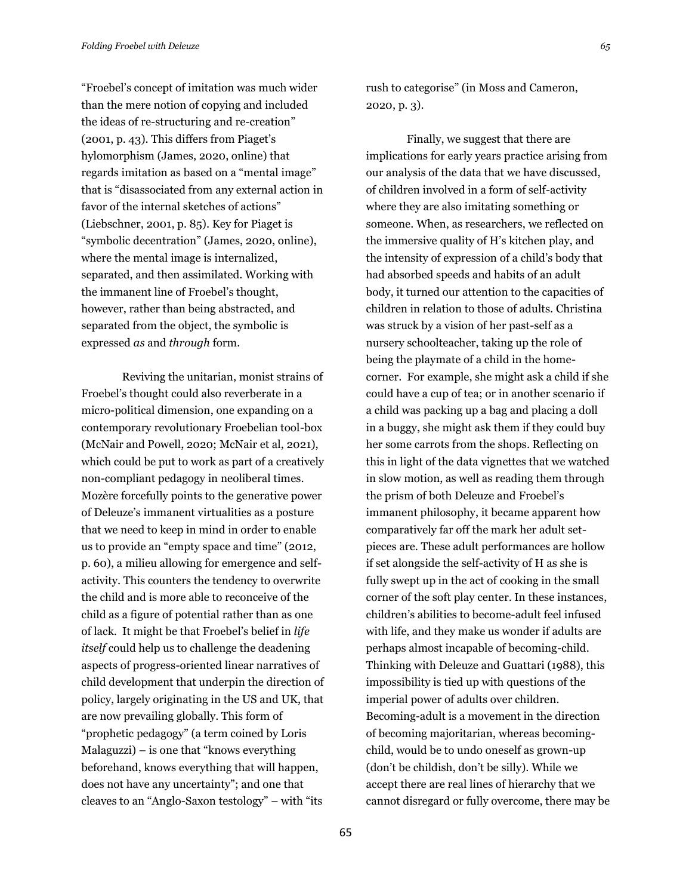"Froebel's concept of imitation was much wider than the mere notion of copying and included the ideas of re-structuring and re-creation" (2001, p. 43). This differs from Piaget's hylomorphism (James, 2020, online) that regards imitation as based on a "mental image" that is "disassociated from any external action in favor of the internal sketches of actions" (Liebschner, 2001, p. 85). Key for Piaget is "symbolic decentration" (James, 2020, online), where the mental image is internalized, separated, and then assimilated. Working with the immanent line of Froebel's thought, however, rather than being abstracted, and separated from the object, the symbolic is expressed *as* and *through* form.

Reviving the unitarian, monist strains of Froebel's thought could also reverberate in a micro-political dimension, one expanding on a contemporary revolutionary Froebelian tool-box (McNair and Powell, 2020; McNair et al, 2021), which could be put to work as part of a creatively non-compliant pedagogy in neoliberal times. Mozère forcefully points to the generative power of Deleuze's immanent virtualities as a posture that we need to keep in mind in order to enable us to provide an "empty space and time" (2012, p. 60), a milieu allowing for emergence and self-activity. This counters the tendency to overwrite the child and is more able to reconceive of the child as a figure of potential rather than as one of lack. It might be that Froebel's belief in *life itself* could help us to challenge the deadening aspects of progress-oriented linear narratives of child development that underpin the direction of policy, largely originating in the US and UK, that are now prevailing globally. This form of "prophetic pedagogy" (a term coined by Loris Malaguzzi) – is one that "knows everything beforehand, knows everything that will happen, does not have any uncertainty"; and one that cleaves to an "Anglo-Saxon testology" – with "its rush to categorise" (in Moss and Cameron, 2020, p. 3).

Finally, we suggest that there are implications for early years practice arising from our analysis of the data that we have discussed, of children involved in a form of self-activity where they are also imitating something or someone. When, as researchers, we reflected on the immersive quality of H's kitchen play, and the intensity of expression of a child's body that had absorbed speeds and habits of an adult body, it turned our attention to the capacities of children in relation to those of adults. Christina was struck by a vision of her past-self as a nursery schoolteacher, taking up the role of being the playmate of a child in the home-corner. For example, she might ask a child if she could have a cup of tea; or in another scenario if a child was packing up a bag and placing a doll in a buggy, she might ask them if they could buy her some carrots from the shops. Reflecting on this in light of the data vignettes that we watched in slow motion, as well as reading them through the prism of both Deleuze and Froebel's immanent philosophy, it became apparent how comparatively far off the mark her adult set-pieces are. These adult performances are hollow if set alongside the self-activity of H as she is fully swept up in the act of cooking in the small corner of the soft play center. In these instances, children's abilities to become-adult feel infused with life, and they make us wonder if adults are perhaps almost incapable of becoming-child. Thinking with Deleuze and Guattari (1988), this impossibility is tied up with questions of the imperial power of adults over children. Becoming-adult is a movement in the direction of becoming majoritarian, whereas becoming-child, would be to undo oneself as grown-up (don't be childish, don't be silly). While we accept there are real lines of hierarchy that we cannot disregard or fully overcome, there may be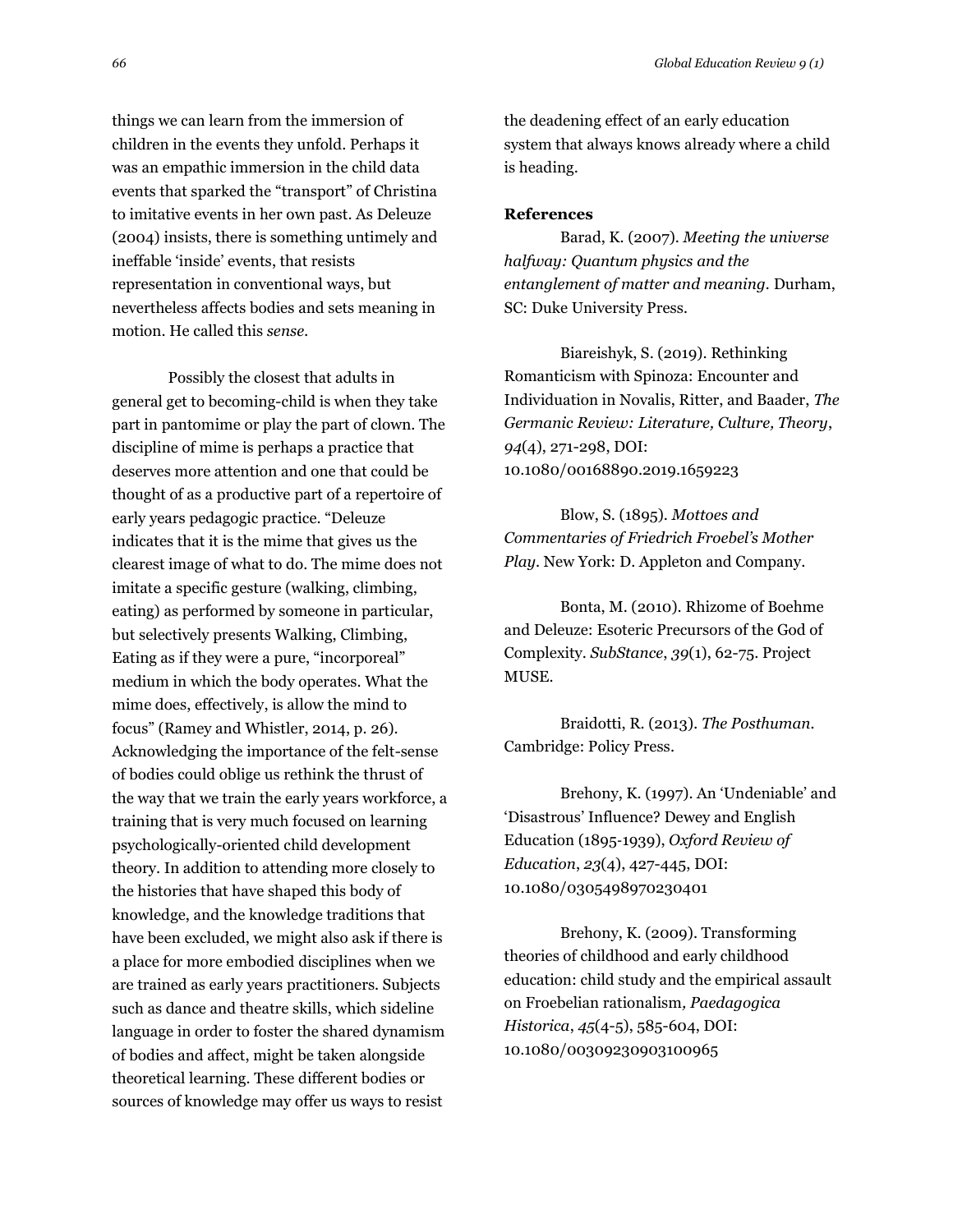things we can learn from the immersion of children in the events they unfold. Perhaps it was an empathic immersion in the child data events that sparked the "transport" of Christina to imitative events in her own past. As Deleuze (2004) insists, there is something untimely and ineffable 'inside' events, that resists representation in conventional ways, but nevertheless affects bodies and sets meaning in motion. He called this *sense*.

Possibly the closest that adults in general get to becoming-child is when they take part in pantomime or play the part of clown. The discipline of mime is perhaps a practice that deserves more attention and one that could be thought of as a productive part of a repertoire of early years pedagogic practice. "Deleuze indicates that it is the mime that gives us the clearest image of what to do. The mime does not imitate a specific gesture (walking, climbing, eating) as performed by someone in particular, but selectively presents Walking, Climbing, Eating as if they were a pure, "incorporeal" medium in which the body operates. What the mime does, effectively, is allow the mind to focus" (Ramey and Whistler, 2014, p. 26). Acknowledging the importance of the felt-sense of bodies could oblige us rethink the thrust of the way that we train the early years workforce, a training that is very much focused on learning psychologically-oriented child development theory. In addition to attending more closely to the histories that have shaped this body of knowledge, and the knowledge traditions that have been excluded, we might also ask if there is a place for more embodied disciplines when we are trained as early years practitioners. Subjects such as dance and theatre skills, which sideline language in order to foster the shared dynamism of bodies and affect, might be taken alongside theoretical learning. These different bodies or sources of knowledge may offer us ways to resist the deadening effect of an early education system that always knows already where a child is heading.

**References**

Barad, K. (2007). *Meeting the universe halfway: Quantum physics and the entanglement of matter and meaning*. Durham, SC: Duke University Press.

Biareishyk, S. (2019). Rethinking Romanticism with Spinoza: Encounter and Individuation in Novalis, Ritter, and Baader, *The Germanic Review: Literature, Culture, Theory*, *94*(4), 271-298, DOI: 10.1080/00168890.2019.1659223

Blow, S. (1895). *Mottoes and Commentaries of Friedrich Froebel's Mother Play*. New York: D. Appleton and Company.

Bonta, M. (2010). Rhizome of Boehme and Deleuze: Esoteric Precursors of the God of Complexity. *SubStance*, *39*(1), 62-75. Project MUSE.

Braidotti, R. (2013). *The Posthuman*. Cambridge: Policy Press.

Brehony, K. (1997). An 'Undeniable' and 'Disastrous' Influence? Dewey and English Education (1895-1939), *Oxford Review of Education*, *23*(4), 427-445, DOI: 10.1080/0305498970230401

Brehony, K. (2009). Transforming theories of childhood and early childhood education: child study and the empirical assault on Froebelian rationalism, *Paedagogica Historica*, *45*(4-5), 585-604, DOI: 10.1080/00309230903100965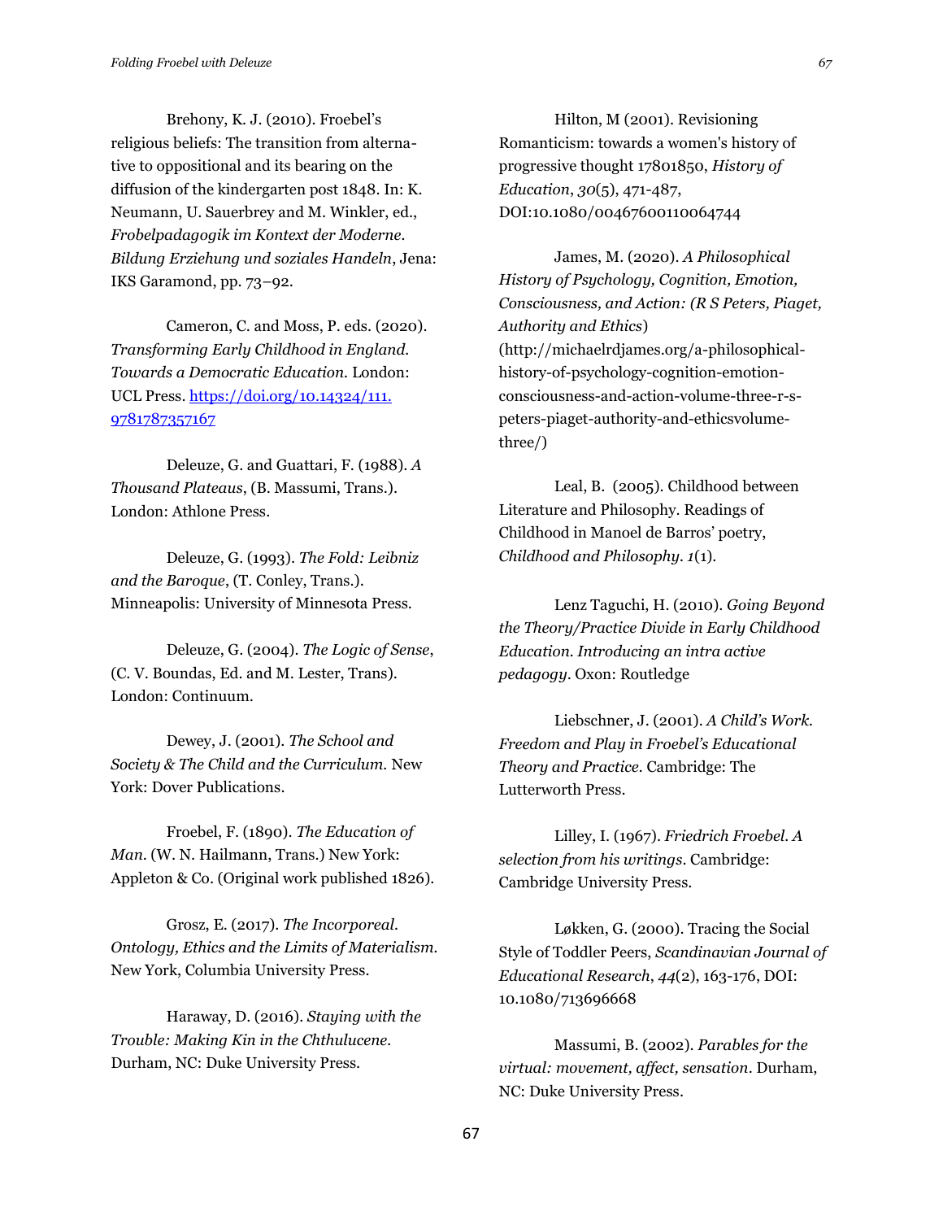Brehony, K. J. (2010). Froebel's religious beliefs: The transition from alternative to oppositional and its bearing on the diffusion of the kindergarten post 1848. In: K. Neumann, U. Sauerbrey and M. Winkler, ed., *Frobelpadagogik im Kontext der Moderne. Bildung Erziehung und soziales Handeln*, Jena: IKS Garamond, pp. 73–92.

Cameron, C. and Moss, P. eds. (2020). *Transforming Early Childhood in England. Towards a Democratic Education.* London: UCL Press. https://doi.org/10.14324/111.9781787357167

Deleuze, G. and Guattari, F. (1988). *A Thousand Plateaus*, (B. Massumi, Trans.). London: Athlone Press.

Deleuze, G. (1993). *The Fold: Leibniz and the Baroque*, (T. Conley, Trans.). Minneapolis: University of Minnesota Press.

Deleuze, G. (2004). *The Logic of Sense*, (C. V. Boundas, Ed. and M. Lester, Trans). London: Continuum.

Dewey, J. (2001). *The School and Society & The Child and the Curriculum.* New York: Dover Publications.

Froebel, F. (1890). *The Education of Man.* (W. N. Hailmann, Trans.) New York: Appleton & Co. (Original work published 1826).

Grosz, E. (2017). *The Incorporeal. Ontology, Ethics and the Limits of Materialism.* New York, Columbia University Press.

Haraway, D. (2016). *Staying with the Trouble: Making Kin in the Chthulucene.* Durham, NC: Duke University Press.

Hilton, M (2001). Revisioning Romanticism: towards a women's history of progressive thought 17801850, *History of Education*, *30*(5), 471-487, DOI:10.1080/00467600110064744

James, M. (2020). *A Philosophical History of Psychology, Cognition, Emotion, Consciousness, and Action: (R S Peters, Piaget, Authority and Ethics*) (http://michaelrdjames.org/a-philosophical-history-of-psychology-cognition-emotion-consciousness-and-action-volume-three-r-s-peters-piaget-authority-and-ethicsvolume-three/)

Leal, B. (2005). Childhood between Literature and Philosophy. Readings of Childhood in Manoel de Barros' poetry, *Childhood and Philosophy*. *1*(1).

Lenz Taguchi, H. (2010). *Going Beyond the Theory/Practice Divide in Early Childhood Education. Introducing an intra active pedagogy*. Oxon: Routledge

Liebschner, J. (2001). *A Child's Work. Freedom and Play in Froebel's Educational Theory and Practice.* Cambridge: The Lutterworth Press.

Lilley, I. (1967). *Friedrich Froebel. A selection from his writings*. Cambridge: Cambridge University Press.

Løkken, G. (2000). Tracing the Social Style of Toddler Peers, *Scandinavian Journal of Educational Research*, *44*(2), 163-176, DOI: 10.1080/713696668

Massumi, B. (2002). *Parables for the virtual: movement, affect, sensation*. Durham, NC: Duke University Press.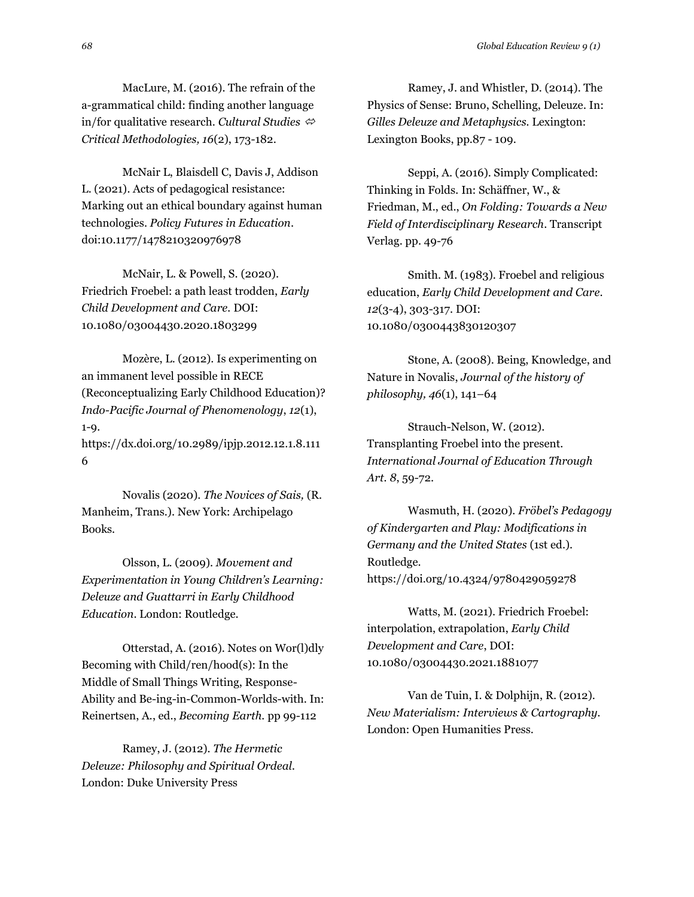MacLure, M. (2016). The refrain of the a-grammatical child: finding another language in/for qualitative research. *Cultural Studies ⇔ Critical Methodologies, 16*(2), 173-182.

McNair L, Blaisdell C, Davis J, Addison L. (2021). Acts of pedagogical resistance: Marking out an ethical boundary against human technologies. *Policy Futures in Education*. doi:10.1177/1478210320976978

McNair, L. & Powell, S. (2020). Friedrich Froebel: a path least trodden, *Early Child Development and Care.* DOI: 10.1080/03004430.2020.1803299

Mozère, L. (2012). Is experimenting on an immanent level possible in RECE (Reconceptualizing Early Childhood Education)? *Indo-Pacific Journal of Phenomenology*, *12*(1), 1-9. https://dx.doi.org/10.2989/ipjp.2012.12.1.8.1116

Novalis (2020). *The Novices of Sais,* (R. Manheim, Trans.). New York: Archipelago Books.

Olsson, L. (2009). *Movement and Experimentation in Young Children's Learning: Deleuze and Guattarri in Early Childhood Education.* London: Routledge.

Otterstad, A. (2016). Notes on Wor(l)dly Becoming with Child/ren/hood(s): In the Middle of Small Things Writing, Response-Ability and Be-ing-in-Common-Worlds-with. In: Reinertsen, A., ed., *Becoming Earth.* pp 99-112

Ramey, J. (2012). *The Hermetic Deleuze: Philosophy and Spiritual Ordeal.* London: Duke University Press

Ramey, J. and Whistler, D. (2014). The Physics of Sense: Bruno, Schelling, Deleuze. In: *Gilles Deleuze and Metaphysics.* Lexington: Lexington Books, pp.87 - 109.

Seppi, A. (2016). Simply Complicated: Thinking in Folds. In: Schäffner, W., & Friedman, M., ed., *On Folding: Towards a New Field of Interdisciplinary Research*. Transcript Verlag. pp. 49-76

Smith. M. (1983). Froebel and religious education, *Early Child Development and Care*. *12*(3-4), 303-317. DOI: 10.1080/0300443830120307

Stone, A. (2008). Being, Knowledge, and Nature in Novalis, *Journal of the history of philosophy, 46*(1), 141–64

Strauch-Nelson, W. (2012). Transplanting Froebel into the present. *International Journal of Education Through Art. 8*, 59-72.

Wasmuth, H. (2020). *Fröbel's Pedagogy of Kindergarten and Play: Modifications in Germany and the United States* (1st ed.). Routledge. https://doi.org/10.4324/9780429059278

Watts, M. (2021). Friedrich Froebel: interpolation, extrapolation, *Early Child Development and Care*, DOI: 10.1080/03004430.2021.1881077

Van de Tuin, I. & Dolphijn, R. (2012). *New Materialism: Interviews & Cartography.* London: Open Humanities Press.